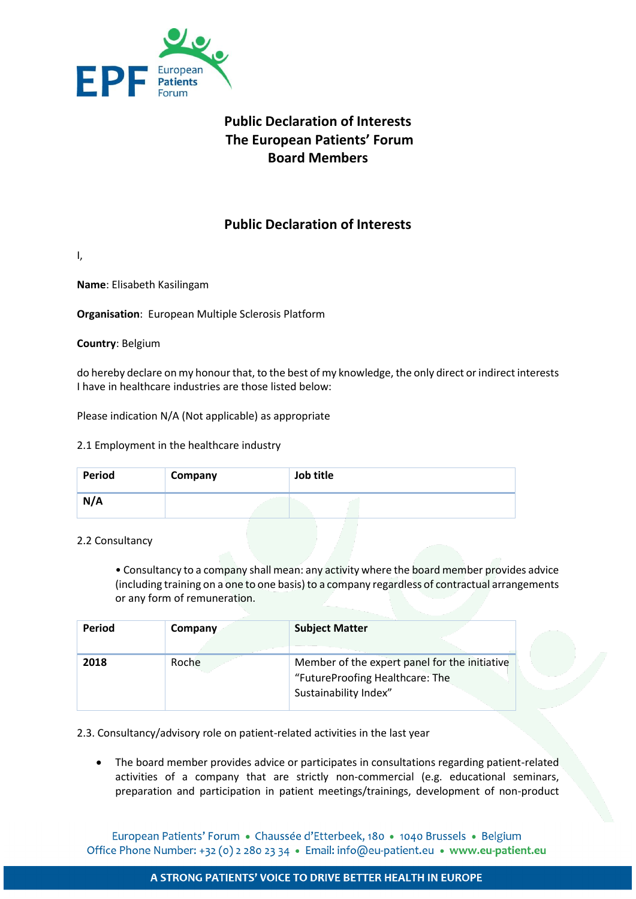# Public Declaration of Interests
# The European Patients' Forum
# Board Members

## Public Declaration of Interests

I,

**Name**: Elisabeth Kasilingam

**Organisation**: European Multiple Sclerosis Platform

**Country**: Belgium

do hereby declare on my honour that, to the best of my knowledge, the only direct or indirect interests I have in healthcare industries are those listed below:

Please indication N/A (Not applicable) as appropriate

2.1 Employment in the healthcare industry

| Period | Company | Job title |
|---|---|---|
| **N/A** | | |

2.2 Consultancy

- Consultancy to a company shall mean: any activity where the board member provides advice (including training on a one to one basis) to a company regardless of contractual arrangements or any form of remuneration.

| Period | Company | Subject Matter |
|---|---|---|
| **2018** | Roche | Member of the expert panel for the initiative "FutureProofing Healthcare: The Sustainability Index" |

2.3. Consultancy/advisory role on patient-related activities in the last year

- The board member provides advice or participates in consultations regarding patient-related activities of a company that are strictly non-commercial (e.g. educational seminars, preparation and participation in patient meetings/trainings, development of non-product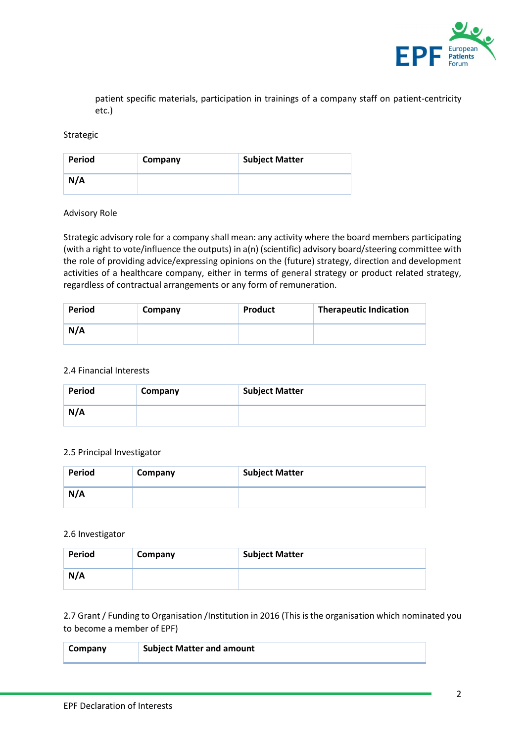patient specific materials, participation in trainings of a company staff on patient-centricity etc.)

Strategic

| Period | Company | Subject Matter |
|---|---|---|
| **N/A** | | |

Advisory Role

Strategic advisory role for a company shall mean: any activity where the board members participating (with a right to vote/influence the outputs) in a(n) (scientific) advisory board/steering committee with the role of providing advice/expressing opinions on the (future) strategy, direction and development activities of a healthcare company, either in terms of general strategy or product related strategy, regardless of contractual arrangements or any form of remuneration.

| Period | Company | Product | Therapeutic Indication |
|---|---|---|---|
| **N/A** | | | |

2.4 Financial Interests

| Period | Company | Subject Matter |
|---|---|---|
| **N/A** | | |

2.5 Principal Investigator

| Period | Company | Subject Matter |
|---|---|---|
| **N/A** | | |

2.6 Investigator

| Period | Company | Subject Matter |
|---|---|---|
| **N/A** | | |

2.7 Grant / Funding to Organisation /Institution in 2016 (This is the organisation which nominated you to become a member of EPF)

| Company | Subject Matter and amount |
|---|---|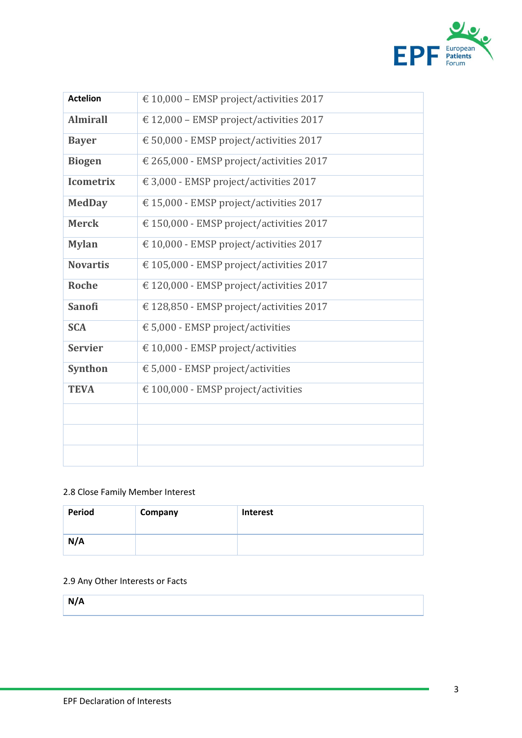| Actelion | € 10,000 – EMSP project/activities 2017 |
|---|---|
| Almirall | € 12,000 – EMSP project/activities 2017 |
| Bayer | € 50,000 - EMSP project/activities 2017 |
| Biogen | € 265,000 - EMSP project/activities 2017 |
| Icometrix | € 3,000 - EMSP project/activities 2017 |
| MedDay | € 15,000 - EMSP project/activities 2017 |
| Merck | € 150,000 - EMSP project/activities 2017 |
| Mylan | € 10,000 - EMSP project/activities 2017 |
| Novartis | € 105,000 - EMSP project/activities 2017 |
| Roche | € 120,000 - EMSP project/activities 2017 |
| Sanofi | € 128,850 - EMSP project/activities 2017 |
| SCA | € 5,000 - EMSP project/activities |
| Servier | € 10,000 - EMSP project/activities |
| Synthon | € 5,000 - EMSP project/activities |
| TEVA | € 100,000 - EMSP project/activities |
| | |
| | |
| | |

2.8 Close Family Member Interest

| Period | Company | Interest |
|---|---|---|
| N/A | | |

2.9 Any Other Interests or Facts

| N/A |
|---|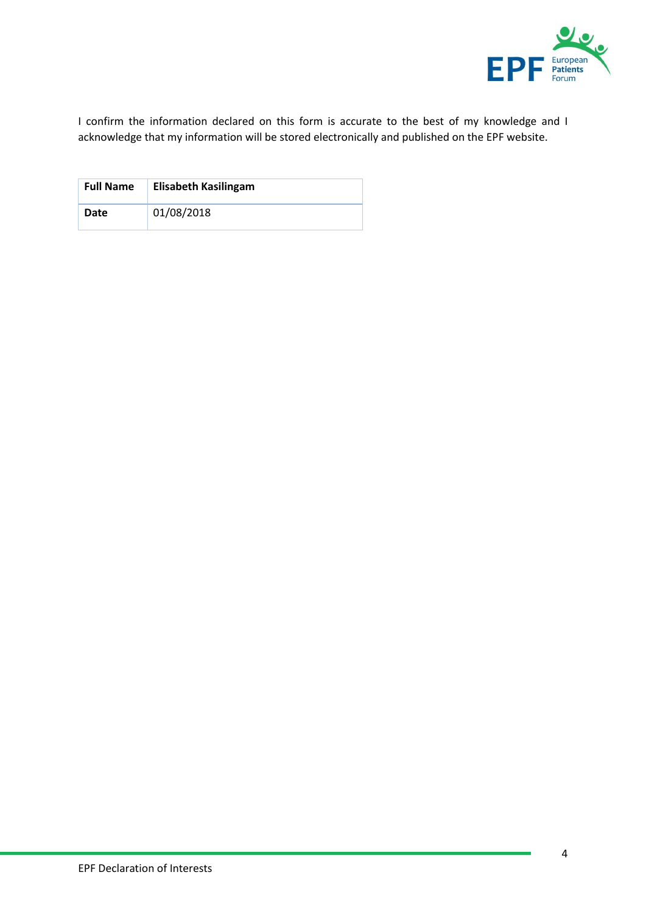I confirm the information declared on this form is accurate to the best of my knowledge and I acknowledge that my information will be stored electronically and published on the EPF website.

| | |
|---|---|
| **Full Name** | **Elisabeth Kasilingam** |
| **Date** | 01/08/2018 |